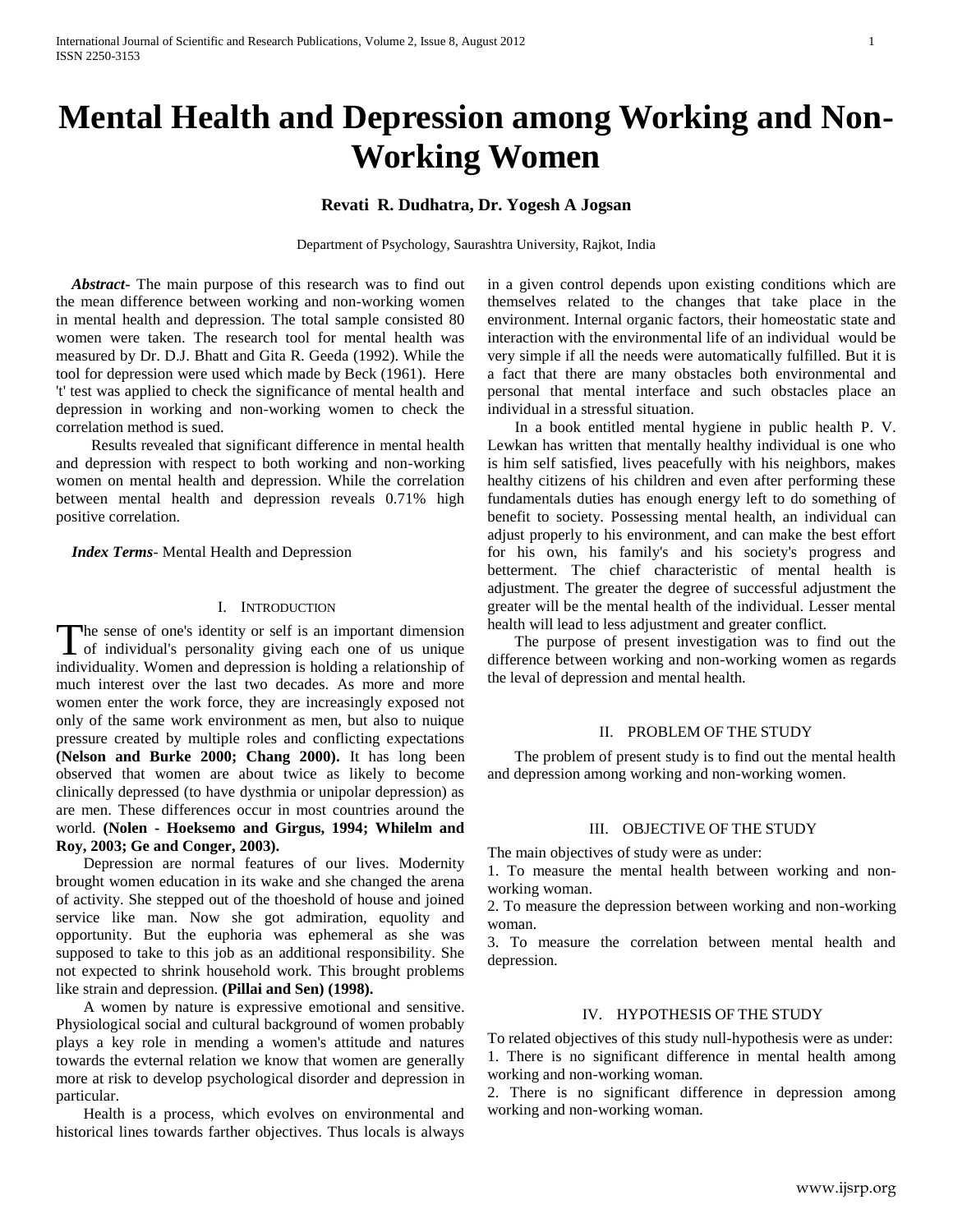# Mental Health and Depression among Working and Non-Working Women

**Revati R. Dudhatra, Dr. Yogesh A Jogsan**

Department of Psychology, Saurashtra University, Rajkot, India

***Abstract***- The main purpose of this research was to find out the mean difference between working and non-working women in mental health and depression. The total sample consisted 80 women were taken. The research tool for mental health was measured by Dr. D.J. Bhatt and Gita R. Geeda (1992). While the tool for depression were used which made by Beck (1961). Here 't' test was applied to check the significance of mental health and depression in working and non-working women to check the correlation method is sued.

Results revealed that significant difference in mental health and depression with respect to both working and non-working women on mental health and depression. While the correlation between mental health and depression reveals 0.71% high positive correlation.

***Index Terms***- Mental Health and Depression

## I. Introduction

The sense of one's identity or self is an important dimension of individual's personality giving each one of us unique individuality. Women and depression is holding a relationship of much interest over the last two decades. As more and more women enter the work force, they are increasingly exposed not only of the same work environment as men, but also to nuique pressure created by multiple roles and conflicting expectations **(Nelson and Burke 2000; Chang 2000).** It has long been observed that women are about twice as likely to become clinically depressed (to have dysthmia or unipolar depression) as are men. These differences occur in most countries around the world. **(Nolen - Hoeksemo and Girgus, 1994; Whilelm and Roy, 2003; Ge and Conger, 2003).**

Depression are normal features of our lives. Modernity brought women education in its wake and she changed the arena of activity. She stepped out of the thoeshold of house and joined service like man. Now she got admiration, equolity and opportunity. But the euphoria was ephemeral as she was supposed to take to this job as an additional responsibility. She not expected to shrink household work. This brought problems like strain and depression. **(Pillai and Sen) (1998).**

A women by nature is expressive emotional and sensitive. Physiological social and cultural background of women probably plays a key role in mending a women's attitude and natures towards the evternal relation we know that women are generally more at risk to develop psychological disorder and depression in particular.

Health is a process, which evolves on environmental and historical lines towards farther objectives. Thus locals is always in a given control depends upon existing conditions which are themselves related to the changes that take place in the environment. Internal organic factors, their homeostatic state and interaction with the environmental life of an individual would be very simple if all the needs were automatically fulfilled. But it is a fact that there are many obstacles both environmental and personal that mental interface and such obstacles place an individual in a stressful situation.

In a book entitled mental hygiene in public health P. V. Lewkan has written that mentally healthy individual is one who is him self satisfied, lives peacefully with his neighbors, makes healthy citizens of his children and even after performing these fundamentals duties has enough energy left to do something of benefit to society. Possessing mental health, an individual can adjust properly to his environment, and can make the best effort for his own, his family's and his society's progress and betterment. The chief characteristic of mental health is adjustment. The greater the degree of successful adjustment the greater will be the mental health of the individual. Lesser mental health will lead to less adjustment and greater conflict.

The purpose of present investigation was to find out the difference between working and non-working women as regards the leval of depression and mental health.

## II. Problem of the Study

The problem of present study is to find out the mental health and depression among working and non-working women.

## III. Objective of the Study

The main objectives of study were as under:

1. To measure the mental health between working and non-working woman.
2. To measure the depression between working and non-working woman.
3. To measure the correlation between mental health and depression.

## IV. Hypothesis of the Study

To related objectives of this study null-hypothesis were as under:

1. There is no significant difference in mental health among working and non-working woman.
2. There is no significant difference in depression among working and non-working woman.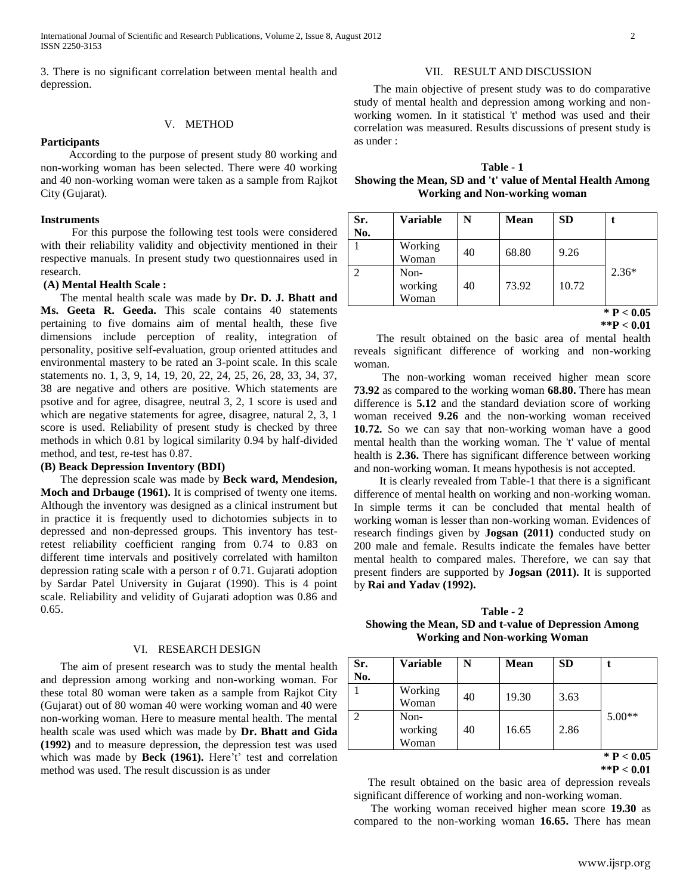3. There is no significant correlation between mental health and depression.

## V. METHOD

**Participants**

According to the purpose of present study 80 working and non-working woman has been selected. There were 40 working and 40 non-working woman were taken as a sample from Rajkot City (Gujarat).

**Instruments**

For this purpose the following test tools were considered with their reliability validity and objectivity mentioned in their respective manuals. In present study two questionnaires used in research.

**(A) Mental Health Scale :**

The mental health scale was made by **Dr. D. J. Bhatt and Ms. Geeta R. Geeda.** This scale contains 40 statements pertaining to five domains aim of mental health, these five dimensions include perception of reality, integration of personality, positive self-evaluation, group oriented attitudes and environmental mastery to be rated an 3-point scale. In this scale statements no. 1, 3, 9, 14, 19, 20, 22, 24, 25, 26, 28, 33, 34, 37, 38 are negative and others are positive. Which statements are psotive and for agree, disagree, neutral 3, 2, 1 score is used and which are negative statements for agree, disagree, natural 2, 3, 1 score is used. Reliability of present study is checked by three methods in which 0.81 by logical similarity 0.94 by half-divided method, and test, re-test has 0.87.

**(B) Beack Depression Inventory (BDI)**

The depression scale was made by **Beck ward, Mendesion, Moch and Drbauge (1961).** It is comprised of twenty one items. Although the inventory was designed as a clinical instrument but in practice it is frequently used to dichotomies subjects in to depressed and non-depressed groups. This inventory has test-retest reliability coefficient ranging from 0.74 to 0.83 on different time intervals and positively correlated with hamilton depression rating scale with a person r of 0.71. Gujarati adoption by Sardar Patel University in Gujarat (1990). This is 4 point scale. Reliability and velidity of Gujarati adoption was 0.86 and 0.65.

## VI. RESEARCH DESIGN

The aim of present research was to study the mental health and depression among working and non-working woman. For these total 80 woman were taken as a sample from Rajkot City (Gujarat) out of 80 woman 40 were working woman and 40 were non-working woman. Here to measure mental health. The mental health scale was used which was made by **Dr. Bhatt and Gida (1992)** and to measure depression, the depression test was used which was made by **Beck (1961).** Here't' test and correlation method was used. The result discussion is as under

## VII. RESULT AND DISCUSSION

The main objective of present study was to do comparative study of mental health and depression among working and non-working women. In it statistical 't' method was used and their correlation was measured. Results discussions of present study is as under :

**Table - 1**
**Showing the Mean, SD and 't' value of Mental Health Among Working and Non-working woman**

| Sr. No. | Variable | N | Mean | SD | t |
|---|---|---|---|---|---|
| 1 | Working Woman | 40 | 68.80 | 9.26 | 2.36* |
| 2 | Non-working Woman | 40 | 73.92 | 10.72 | |

**\* P < 0.05**
**\*\*P < 0.01**

The result obtained on the basic area of mental health reveals significant difference of working and non-working woman.

The non-working woman received higher mean score **73.92** as compared to the working woman **68.80.** There has mean difference is **5.12** and the standard deviation score of working woman received **9.26** and the non-working woman received **10.72.** So we can say that non-working woman have a good mental health than the working woman. The 't' value of mental health is **2.36.** There has significant difference between working and non-working woman. It means hypothesis is not accepted.

It is clearly revealed from Table-1 that there is a significant difference of mental health on working and non-working woman. In simple terms it can be concluded that mental health of working woman is lesser than non-working woman. Evidences of research findings given by **Jogsan (2011)** conducted study on 200 male and female. Results indicate the females have better mental health to compared males. Therefore, we can say that present finders are supported by **Jogsan (2011).** It is supported by **Rai and Yadav (1992).**

**Table - 2**
**Showing the Mean, SD and t-value of Depression Among Working and Non-working Woman**

| Sr. No. | Variable | N | Mean | SD | t |
|---|---|---|---|---|---|
| 1 | Working Woman | 40 | 19.30 | 3.63 | 5.00** |
| 2 | Non-working Woman | 40 | 16.65 | 2.86 | |

**\* P < 0.05**
**\*\*P < 0.01**

The result obtained on the basic area of depression reveals significant difference of working and non-working woman.

The working woman received higher mean score **19.30** as compared to the non-working woman **16.65.** There has mean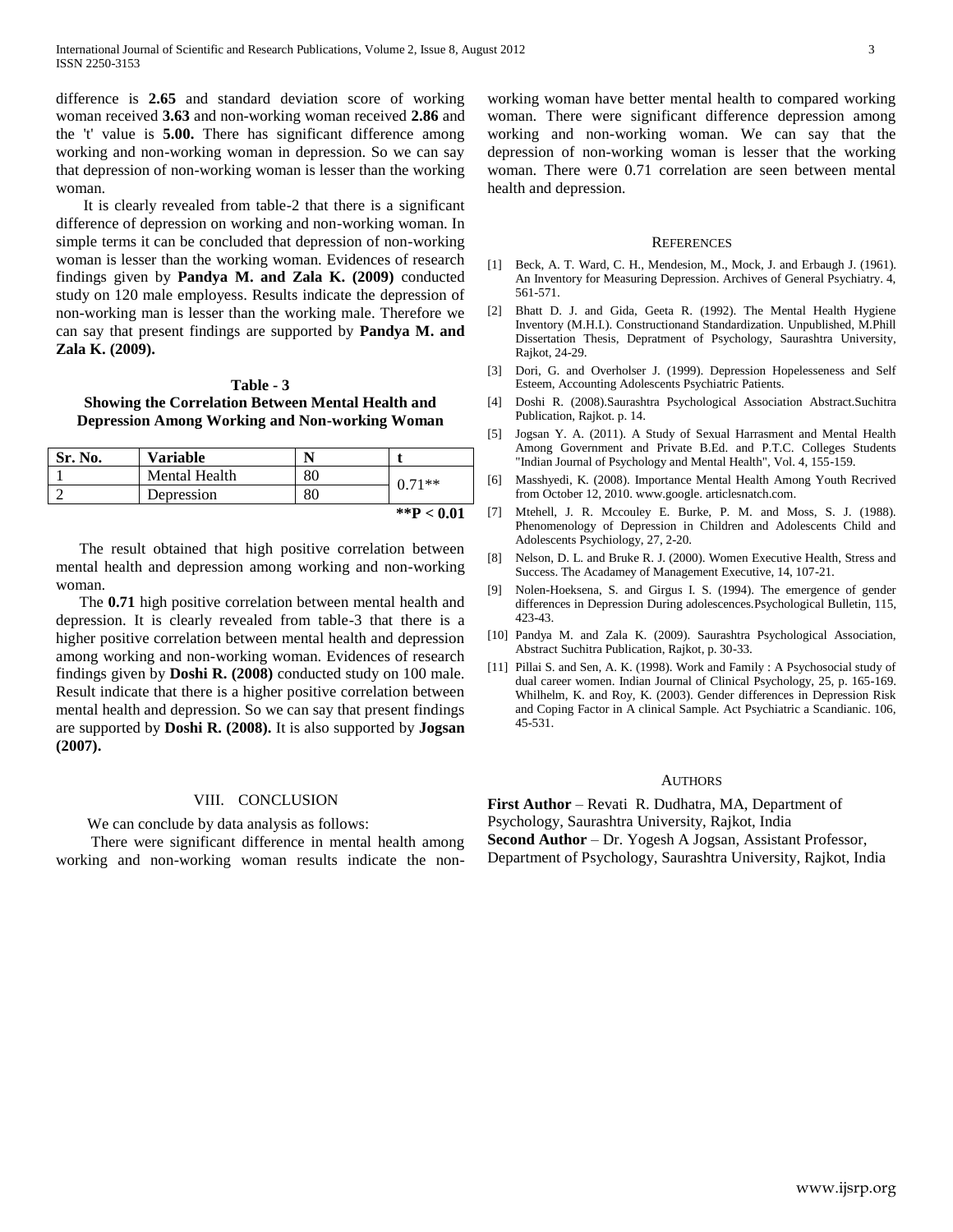difference is **2.65** and standard deviation score of working woman received **3.63** and non-working woman received **2.86** and the 't' value is **5.00.** There has significant difference among working and non-working woman in depression. So we can say that depression of non-working woman is lesser than the working woman.

It is clearly revealed from table-2 that there is a significant difference of depression on working and non-working woman. In simple terms it can be concluded that depression of non-working woman is lesser than the working woman. Evidences of research findings given by **Pandya M. and Zala K. (2009)** conducted study on 120 male employess. Results indicate the depression of non-working man is lesser than the working male. Therefore we can say that present findings are supported by **Pandya M. and Zala K. (2009).**

**Table - 3**
**Showing the Correlation Between Mental Health and Depression Among Working and Non-working Woman**

| Sr. No. | Variable | N | t |
|---|---|---|---|
| 1 | Mental Health | 80 | 0.71** |
| 2 | Depression | 80 | |

**$^{**}P < 0.01$**

The result obtained that high positive correlation between mental health and depression among working and non-working woman.

The **0.71** high positive correlation between mental health and depression. It is clearly revealed from table-3 that there is a higher positive correlation between mental health and depression among working and non-working woman. Evidences of research findings given by **Doshi R. (2008)** conducted study on 100 male. Result indicate that there is a higher positive correlation between mental health and depression. So we can say that present findings are supported by **Doshi R. (2008).** It is also supported by **Jogsan (2007).**

## VIII. Conclusion

We can conclude by data analysis as follows:

There were significant difference in mental health among working and non-working woman results indicate the non-working woman have better mental health to compared working woman. There were significant difference depression among working and non-working woman. We can say that the depression of non-working woman is lesser that the working woman. There were 0.71 correlation are seen between mental health and depression.

## References

[1] Beck, A. T. Ward, C. H., Mendesion, M., Mock, J. and Erbaugh J. (1961). An Inventory for Measuring Depression. Archives of General Psychiatry. 4, 561-571.

[2] Bhatt D. J. and Gida, Geeta R. (1992). The Mental Health Hygiene Inventory (M.H.I.). Constructionand Standardization. Unpublished, M.Phill Dissertation Thesis, Depratment of Psychology, Saurashtra University, Rajkot, 24-29.

[3] Dori, G. and Overholser J. (1999). Depression Hopelesseness and Self Esteem, Accounting Adolescents Psychiatric Patients.

[4] Doshi R. (2008).Saurashtra Psychological Association Abstract.Suchitra Publication, Rajkot. p. 14.

[5] Jogsan Y. A. (2011). A Study of Sexual Harrasment and Mental Health Among Government and Private B.Ed. and P.T.C. Colleges Students "Indian Journal of Psychology and Mental Health", Vol. 4, 155-159.

[6] Masshyedi, K. (2008). Importance Mental Health Among Youth Recrived from October 12, 2010. www.google. articlesnatch.com.

[7] Mtehell, J. R. Mccouley E. Burke, P. M. and Moss, S. J. (1988). Phenomenology of Depression in Children and Adolescents Child and Adolescents Psychiology, 27, 2-20.

[8] Nelson, D. L. and Bruke R. J. (2000). Women Executive Health, Stress and Success. The Acadamey of Management Executive, 14, 107-21.

[9] Nolen-Hoeksena, S. and Girgus I. S. (1994). The emergence of gender differences in Depression During adolescences.Psychological Bulletin, 115, 423-43.

[10] Pandya M. and Zala K. (2009). Saurashtra Psychological Association, Abstract Suchitra Publication, Rajkot, p. 30-33.

[11] Pillai S. and Sen, A. K. (1998). Work and Family : A Psychosocial study of dual career women. Indian Journal of Clinical Psychology, 25, p. 165-169. Whilhelm, K. and Roy, K. (2003). Gender differences in Depression Risk and Coping Factor in A clinical Sample. Act Psychiatric a Scandianic. 106, 45-531.

## Authors

**First Author** – Revati R. Dudhatra, MA, Department of Psychology, Saurashtra University, Rajkot, India

**Second Author** – Dr. Yogesh A Jogsan, Assistant Professor, Department of Psychology, Saurashtra University, Rajkot, India